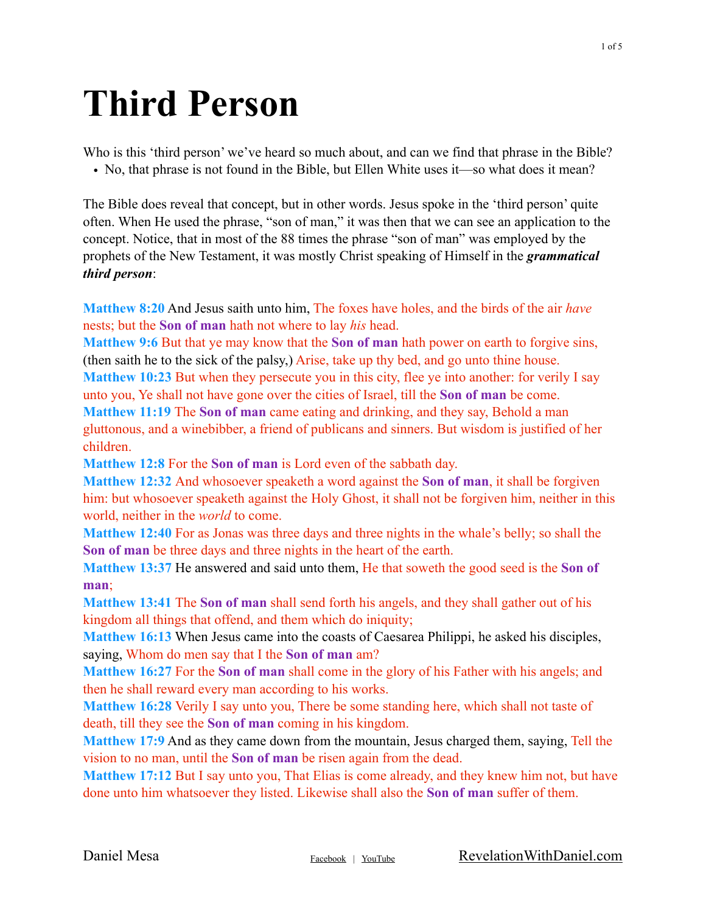# Third Person

Who is this 'third person' we've heard so much about, and can we find that phrase in the Bible?

- No, that phrase is not found in the Bible, but Ellen White uses it—so what does it mean?

The Bible does reveal that concept, but in other words. Jesus spoke in the 'third person' quite often. When He used the phrase, "son of man," it was then that we can see an application to the concept. Notice, that in most of the 88 times the phrase "son of man" was employed by the prophets of the New Testament, it was mostly Christ speaking of Himself in the ***grammatical third person***:

**Matthew 8:20** And Jesus saith unto him, The foxes have holes, and the birds of the air *have* nests; but the **Son of man** hath not where to lay *his* head.
**Matthew 9:6** But that ye may know that the **Son of man** hath power on earth to forgive sins, (then saith he to the sick of the palsy,) Arise, take up thy bed, and go unto thine house.
**Matthew 10:23** But when they persecute you in this city, flee ye into another: for verily I say unto you, Ye shall not have gone over the cities of Israel, till the **Son of man** be come.
**Matthew 11:19** The **Son of man** came eating and drinking, and they say, Behold a man gluttonous, and a winebibber, a friend of publicans and sinners. But wisdom is justified of her children.
**Matthew 12:8** For the **Son of man** is Lord even of the sabbath day.
**Matthew 12:32** And whosoever speaketh a word against the **Son of man**, it shall be forgiven him: but whosoever speaketh against the Holy Ghost, it shall not be forgiven him, neither in this world, neither in the *world* to come.
**Matthew 12:40** For as Jonas was three days and three nights in the whale's belly; so shall the **Son of man** be three days and three nights in the heart of the earth.
**Matthew 13:37** He answered and said unto them, He that soweth the good seed is the **Son of man**;
**Matthew 13:41** The **Son of man** shall send forth his angels, and they shall gather out of his kingdom all things that offend, and them which do iniquity;
**Matthew 16:13** When Jesus came into the coasts of Caesarea Philippi, he asked his disciples, saying, Whom do men say that I the **Son of man** am?
**Matthew 16:27** For the **Son of man** shall come in the glory of his Father with his angels; and then he shall reward every man according to his works.
**Matthew 16:28** Verily I say unto you, There be some standing here, which shall not taste of death, till they see the **Son of man** coming in his kingdom.
**Matthew 17:9** And as they came down from the mountain, Jesus charged them, saying, Tell the vision to no man, until the **Son of man** be risen again from the dead.
**Matthew 17:12** But I say unto you, That Elias is come already, and they knew him not, but have done unto him whatsoever they listed. Likewise shall also the **Son of man** suffer of them.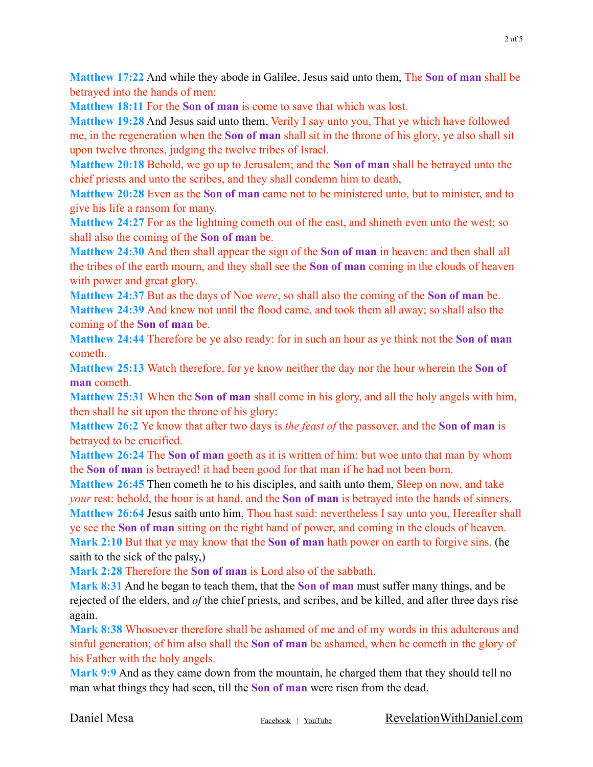**Matthew 17:22** And while they abode in Galilee, Jesus said unto them, The **Son of man** shall be betrayed into the hands of men:

**Matthew 18:11** For the **Son of man** is come to save that which was lost.

**Matthew 19:28** And Jesus said unto them, Verily I say unto you, That ye which have followed me, in the regeneration when the **Son of man** shall sit in the throne of his glory, ye also shall sit upon twelve thrones, judging the twelve tribes of Israel.

**Matthew 20:18** Behold, we go up to Jerusalem; and the **Son of man** shall be betrayed unto the chief priests and unto the scribes, and they shall condemn him to death,

**Matthew 20:28** Even as the **Son of man** came not to be ministered unto, but to minister, and to give his life a ransom for many.

**Matthew 24:27** For as the lightning cometh out of the east, and shineth even unto the west; so shall also the coming of the **Son of man** be.

**Matthew 24:30** And then shall appear the sign of the **Son of man** in heaven: and then shall all the tribes of the earth mourn, and they shall see the **Son of man** coming in the clouds of heaven with power and great glory.

**Matthew 24:37** But as the days of Noe *were*, so shall also the coming of the **Son of man** be.

**Matthew 24:39** And knew not until the flood came, and took them all away; so shall also the coming of the **Son of man** be.

**Matthew 24:44** Therefore be ye also ready: for in such an hour as ye think not the **Son of man** cometh.

**Matthew 25:13** Watch therefore, for ye know neither the day nor the hour wherein the **Son of man** cometh.

**Matthew 25:31** When the **Son of man** shall come in his glory, and all the holy angels with him, then shall he sit upon the throne of his glory:

**Matthew 26:2** Ye know that after two days is *the feast of* the passover, and the **Son of man** is betrayed to be crucified.

**Matthew 26:24** The **Son of man** goeth as it is written of him: but woe unto that man by whom the **Son of man** is betrayed! it had been good for that man if he had not been born.

**Matthew 26:45** Then cometh he to his disciples, and saith unto them, Sleep on now, and take *your* rest: behold, the hour is at hand, and the **Son of man** is betrayed into the hands of sinners.

**Matthew 26:64** Jesus saith unto him, Thou hast said: nevertheless I say unto you, Hereafter shall ye see the **Son of man** sitting on the right hand of power, and coming in the clouds of heaven.

**Mark 2:10** But that ye may know that the **Son of man** hath power on earth to forgive sins, (he saith to the sick of the palsy,)

**Mark 2:28** Therefore the **Son of man** is Lord also of the sabbath.

**Mark 8:31** And he began to teach them, that the **Son of man** must suffer many things, and be rejected of the elders, and *of* the chief priests, and scribes, and be killed, and after three days rise again.

**Mark 8:38** Whosoever therefore shall be ashamed of me and of my words in this adulterous and sinful generation; of him also shall the **Son of man** be ashamed, when he cometh in the glory of his Father with the holy angels.

**Mark 9:9** And as they came down from the mountain, he charged them that they should tell no man what things they had seen, till the **Son of man** were risen from the dead.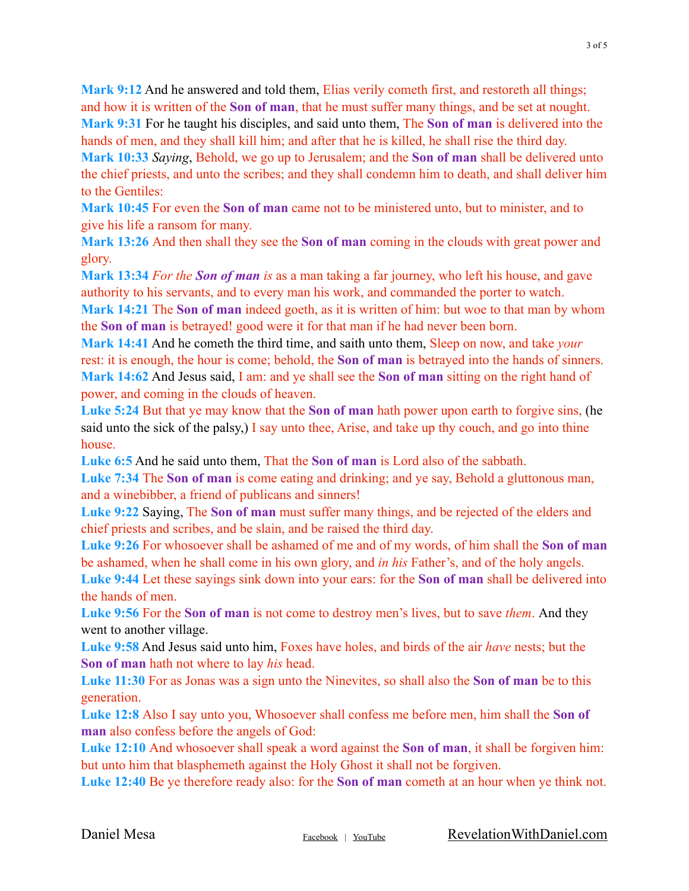**Mark 9:12** And he answered and told them, Elias verily cometh first, and restoreth all things; and how it is written of the **Son of man**, that he must suffer many things, and be set at nought.
**Mark 9:31** For he taught his disciples, and said unto them, The **Son of man** is delivered into the hands of men, and they shall kill him; and after that he is killed, he shall rise the third day.
**Mark 10:33** *Saying*, Behold, we go up to Jerusalem; and the **Son of man** shall be delivered unto the chief priests, and unto the scribes; and they shall condemn him to death, and shall deliver him to the Gentiles:
**Mark 10:45** For even the **Son of man** came not to be ministered unto, but to minister, and to give his life a ransom for many.
**Mark 13:26** And then shall they see the **Son of man** coming in the clouds with great power and glory.
**Mark 13:34** *For the* ***Son of man*** *is* as a man taking a far journey, who left his house, and gave authority to his servants, and to every man his work, and commanded the porter to watch.
**Mark 14:21** The **Son of man** indeed goeth, as it is written of him: but woe to that man by whom the **Son of man** is betrayed! good were it for that man if he had never been born.
**Mark 14:41** And he cometh the third time, and saith unto them, Sleep on now, and take *your* rest: it is enough, the hour is come; behold, the **Son of man** is betrayed into the hands of sinners.
**Mark 14:62** And Jesus said, I am: and ye shall see the **Son of man** sitting on the right hand of power, and coming in the clouds of heaven.
**Luke 5:24** But that ye may know that the **Son of man** hath power upon earth to forgive sins, (he said unto the sick of the palsy,) I say unto thee, Arise, and take up thy couch, and go into thine house.
**Luke 6:5** And he said unto them, That the **Son of man** is Lord also of the sabbath.
**Luke 7:34** The **Son of man** is come eating and drinking; and ye say, Behold a gluttonous man, and a winebibber, a friend of publicans and sinners!
**Luke 9:22** Saying, The **Son of man** must suffer many things, and be rejected of the elders and chief priests and scribes, and be slain, and be raised the third day.
**Luke 9:26** For whosoever shall be ashamed of me and of my words, of him shall the **Son of man** be ashamed, when he shall come in his own glory, and *in his* Father's, and of the holy angels.
**Luke 9:44** Let these sayings sink down into your ears: for the **Son of man** shall be delivered into the hands of men.
**Luke 9:56** For the **Son of man** is not come to destroy men's lives, but to save *them*. And they went to another village.
**Luke 9:58** And Jesus said unto him, Foxes have holes, and birds of the air *have* nests; but the **Son of man** hath not where to lay *his* head.
**Luke 11:30** For as Jonas was a sign unto the Ninevites, so shall also the **Son of man** be to this generation.
**Luke 12:8** Also I say unto you, Whosoever shall confess me before men, him shall the **Son of man** also confess before the angels of God:
**Luke 12:10** And whosoever shall speak a word against the **Son of man**, it shall be forgiven him: but unto him that blasphemeth against the Holy Ghost it shall not be forgiven.
**Luke 12:40** Be ye therefore ready also: for the **Son of man** cometh at an hour when ye think not.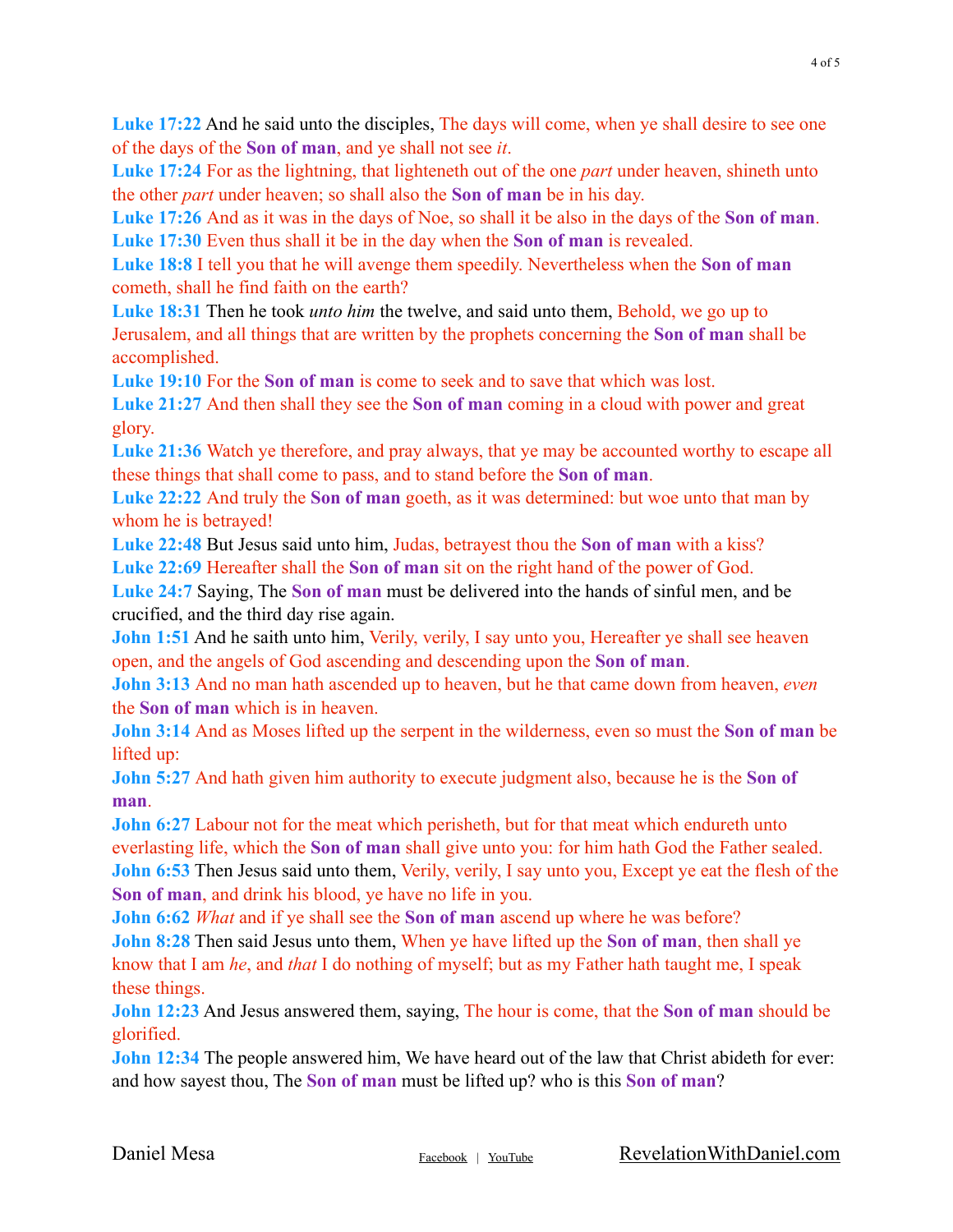**Luke 17:22** And he said unto the disciples, The days will come, when ye shall desire to see one of the days of the **Son of man**, and ye shall not see *it*.
**Luke 17:24** For as the lightning, that lighteneth out of the one *part* under heaven, shineth unto the other *part* under heaven; so shall also the **Son of man** be in his day.
**Luke 17:26** And as it was in the days of Noe, so shall it be also in the days of the **Son of man**.
**Luke 17:30** Even thus shall it be in the day when the **Son of man** is revealed.
**Luke 18:8** I tell you that he will avenge them speedily. Nevertheless when the **Son of man** cometh, shall he find faith on the earth?
**Luke 18:31** Then he took *unto him* the twelve, and said unto them, Behold, we go up to Jerusalem, and all things that are written by the prophets concerning the **Son of man** shall be accomplished.
**Luke 19:10** For the **Son of man** is come to seek and to save that which was lost.
**Luke 21:27** And then shall they see the **Son of man** coming in a cloud with power and great glory.
**Luke 21:36** Watch ye therefore, and pray always, that ye may be accounted worthy to escape all these things that shall come to pass, and to stand before the **Son of man**.
**Luke 22:22** And truly the **Son of man** goeth, as it was determined: but woe unto that man by whom he is betrayed!
**Luke 22:48** But Jesus said unto him, Judas, betrayest thou the **Son of man** with a kiss?
**Luke 22:69** Hereafter shall the **Son of man** sit on the right hand of the power of God.
**Luke 24:7** Saying, The **Son of man** must be delivered into the hands of sinful men, and be crucified, and the third day rise again.
**John 1:51** And he saith unto him, Verily, verily, I say unto you, Hereafter ye shall see heaven open, and the angels of God ascending and descending upon the **Son of man**.
**John 3:13** And no man hath ascended up to heaven, but he that came down from heaven, *even* the **Son of man** which is in heaven.
**John 3:14** And as Moses lifted up the serpent in the wilderness, even so must the **Son of man** be lifted up:
**John 5:27** And hath given him authority to execute judgment also, because he is the **Son of man**.
**John 6:27** Labour not for the meat which perisheth, but for that meat which endureth unto everlasting life, which the **Son of man** shall give unto you: for him hath God the Father sealed.
**John 6:53** Then Jesus said unto them, Verily, verily, I say unto you, Except ye eat the flesh of the **Son of man**, and drink his blood, ye have no life in you.
**John 6:62** *What* and if ye shall see the **Son of man** ascend up where he was before?
**John 8:28** Then said Jesus unto them, When ye have lifted up the **Son of man**, then shall ye know that I am *he*, and *that* I do nothing of myself; but as my Father hath taught me, I speak these things.
**John 12:23** And Jesus answered them, saying, The hour is come, that the **Son of man** should be glorified.
**John 12:34** The people answered him, We have heard out of the law that Christ abideth for ever: and how sayest thou, The **Son of man** must be lifted up? who is this **Son of man**?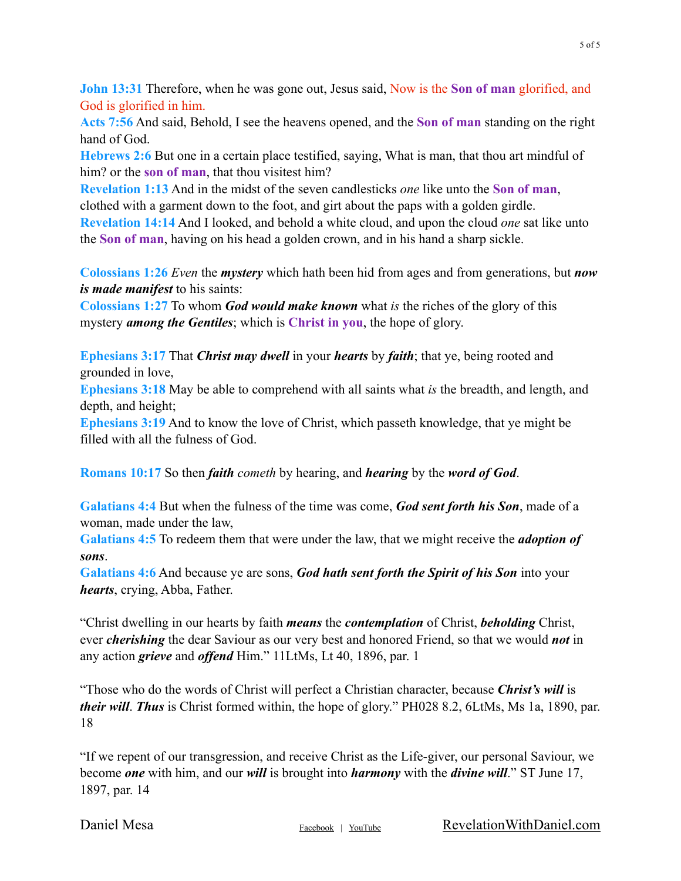**John 13:31** Therefore, when he was gone out, Jesus said, Now is the **Son of man** glorified, and God is glorified in him.
**Acts 7:56** And said, Behold, I see the heavens opened, and the **Son of man** standing on the right hand of God.
**Hebrews 2:6** But one in a certain place testified, saying, What is man, that thou art mindful of him? or the **son of man**, that thou visitest him?
**Revelation 1:13** And in the midst of the seven candlesticks *one* like unto the **Son of man**, clothed with a garment down to the foot, and girt about the paps with a golden girdle.
**Revelation 14:14** And I looked, and behold a white cloud, and upon the cloud *one* sat like unto the **Son of man**, having on his head a golden crown, and in his hand a sharp sickle.

**Colossians 1:26** *Even* the ***mystery*** which hath been hid from ages and from generations, but ***now is made manifest*** to his saints:
**Colossians 1:27** To whom ***God would make known*** what *is* the riches of the glory of this mystery ***among the Gentiles***; which is **Christ in you**, the hope of glory.

**Ephesians 3:17** That ***Christ may dwell*** in your ***hearts*** by ***faith***; that ye, being rooted and grounded in love,
**Ephesians 3:18** May be able to comprehend with all saints what *is* the breadth, and length, and depth, and height;
**Ephesians 3:19** And to know the love of Christ, which passeth knowledge, that ye might be filled with all the fulness of God.

**Romans 10:17** So then ***faith*** *cometh* by hearing, and ***hearing*** by the ***word of God***.

**Galatians 4:4** But when the fulness of the time was come, ***God sent forth his Son***, made of a woman, made under the law,
**Galatians 4:5** To redeem them that were under the law, that we might receive the ***adoption of sons***.
**Galatians 4:6** And because ye are sons, ***God hath sent forth the Spirit of his Son*** into your ***hearts***, crying, Abba, Father.

"Christ dwelling in our hearts by faith ***means*** the ***contemplation*** of Christ, ***beholding*** Christ, ever ***cherishing*** the dear Saviour as our very best and honored Friend, so that we would ***not*** in any action ***grieve*** and ***offend*** Him." 11LtMs, Lt 40, 1896, par. 1

"Those who do the words of Christ will perfect a Christian character, because ***Christ's will*** is ***their will***. ***Thus*** is Christ formed within, the hope of glory." PH028 8.2, 6LtMs, Ms 1a, 1890, par. 18

"If we repent of our transgression, and receive Christ as the Life-giver, our personal Saviour, we become ***one*** with him, and our ***will*** is brought into ***harmony*** with the ***divine will***." ST June 17, 1897, par. 14

Daniel Mesa    Facebook | YouTube    RevelationWithDaniel.com